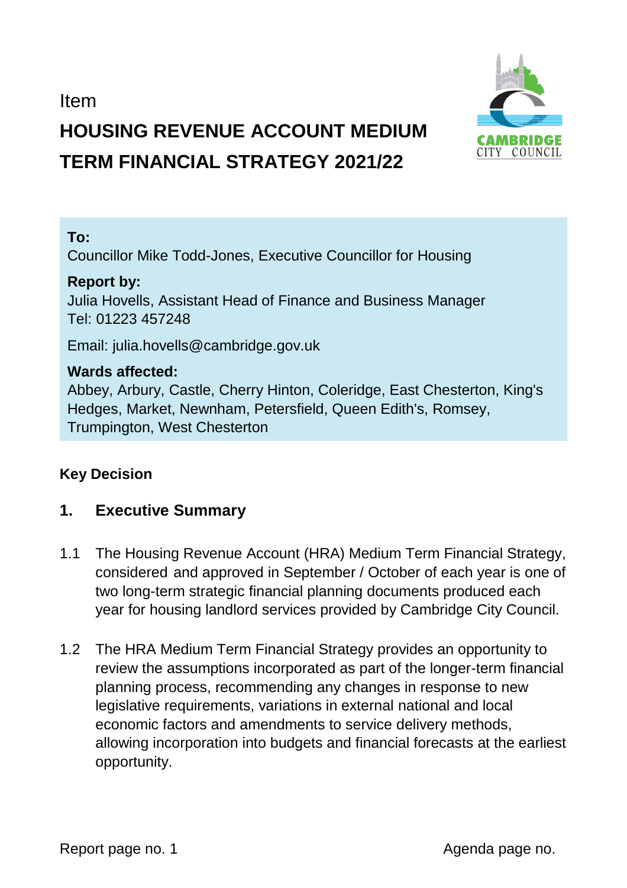Item

# HOUSING REVENUE ACCOUNT MEDIUM TERM FINANCIAL STRATEGY 2021/22

**To:**
Councillor Mike Todd-Jones, Executive Councillor for Housing

**Report by:**
Julia Hovells, Assistant Head of Finance and Business Manager
Tel: 01223 457248

Email: julia.hovells@cambridge.gov.uk

**Wards affected:**
Abbey, Arbury, Castle, Cherry Hinton, Coleridge, East Chesterton, King's Hedges, Market, Newnham, Petersfield, Queen Edith's, Romsey, Trumpington, West Chesterton

**Key Decision**

## 1. Executive Summary

1.1 The Housing Revenue Account (HRA) Medium Term Financial Strategy, considered and approved in September / October of each year is one of two long-term strategic financial planning documents produced each year for housing landlord services provided by Cambridge City Council.

1.2 The HRA Medium Term Financial Strategy provides an opportunity to review the assumptions incorporated as part of the longer-term financial planning process, recommending any changes in response to new legislative requirements, variations in external national and local economic factors and amendments to service delivery methods, allowing incorporation into budgets and financial forecasts at the earliest opportunity.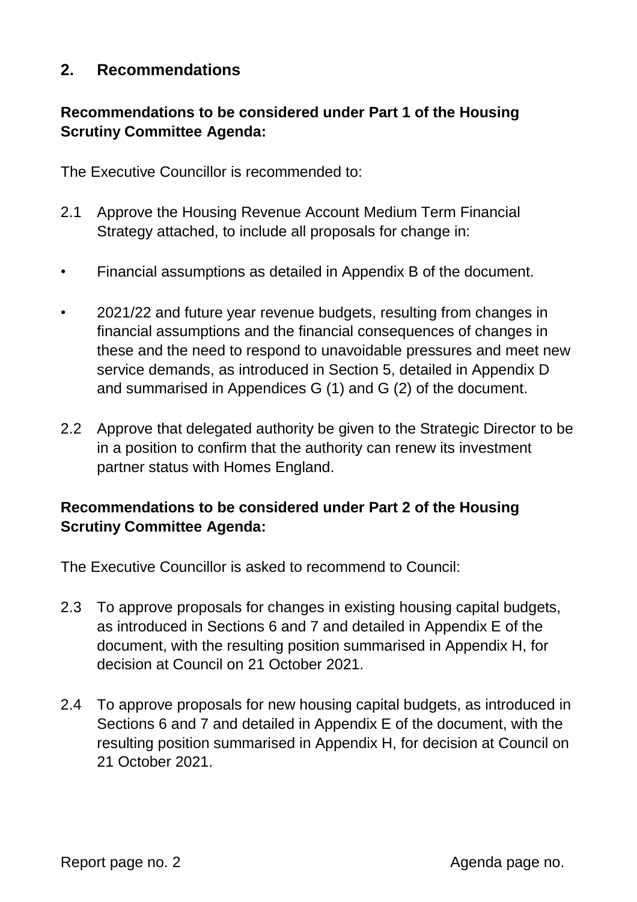## 2. Recommendations

**Recommendations to be considered under Part 1 of the Housing Scrutiny Committee Agenda:**

The Executive Councillor is recommended to:

2.1 Approve the Housing Revenue Account Medium Term Financial Strategy attached, to include all proposals for change in:

- Financial assumptions as detailed in Appendix B of the document.
- 2021/22 and future year revenue budgets, resulting from changes in financial assumptions and the financial consequences of changes in these and the need to respond to unavoidable pressures and meet new service demands, as introduced in Section 5, detailed in Appendix D and summarised in Appendices G (1) and G (2) of the document.

2.2 Approve that delegated authority be given to the Strategic Director to be in a position to confirm that the authority can renew its investment partner status with Homes England.

**Recommendations to be considered under Part 2 of the Housing Scrutiny Committee Agenda:**

The Executive Councillor is asked to recommend to Council:

2.3 To approve proposals for changes in existing housing capital budgets, as introduced in Sections 6 and 7 and detailed in Appendix E of the document, with the resulting position summarised in Appendix H, for decision at Council on 21 October 2021.

2.4 To approve proposals for new housing capital budgets, as introduced in Sections 6 and 7 and detailed in Appendix E of the document, with the resulting position summarised in Appendix H, for decision at Council on 21 October 2021.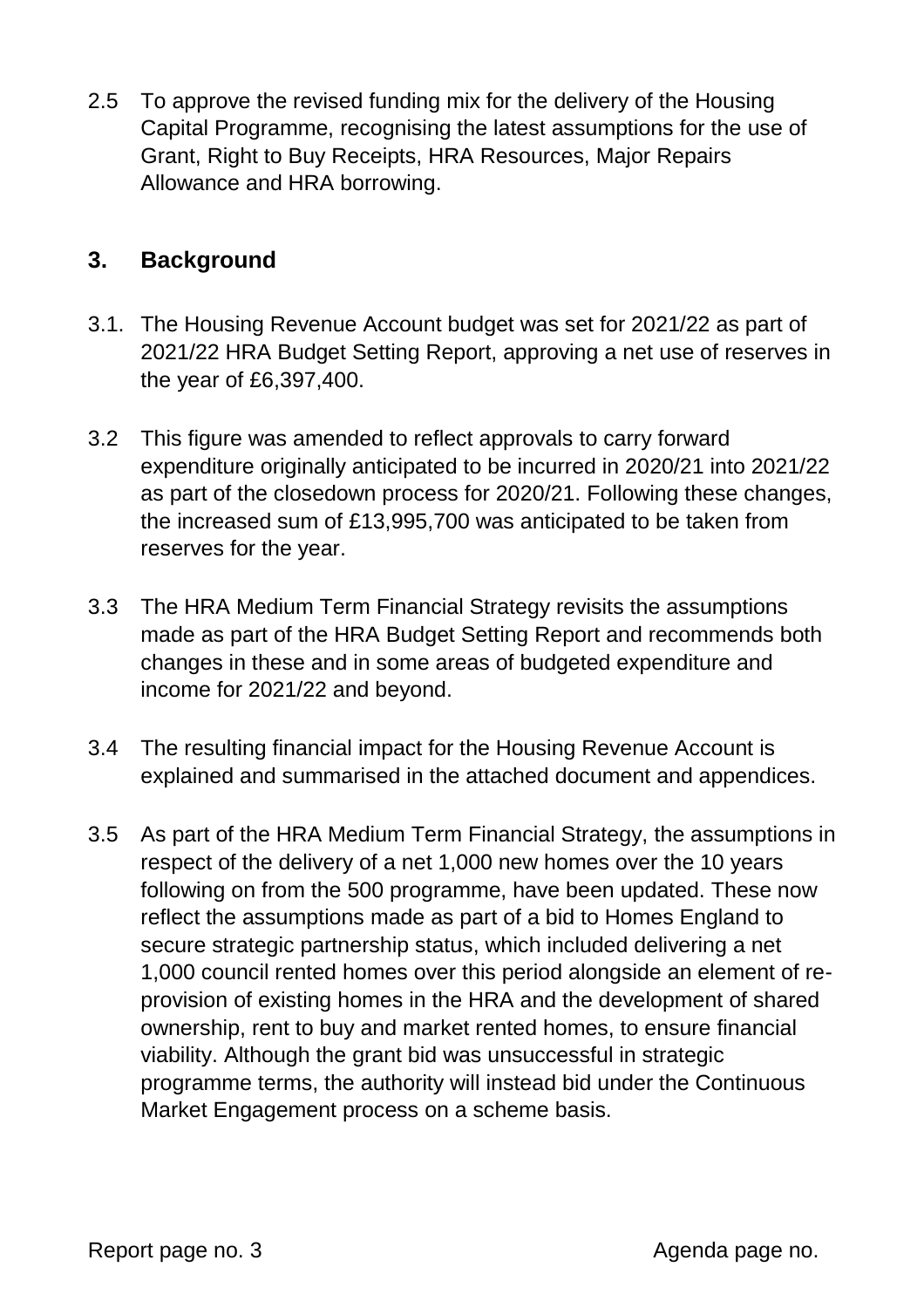2.5 To approve the revised funding mix for the delivery of the Housing Capital Programme, recognising the latest assumptions for the use of Grant, Right to Buy Receipts, HRA Resources, Major Repairs Allowance and HRA borrowing.

## 3. Background

3.1. The Housing Revenue Account budget was set for 2021/22 as part of 2021/22 HRA Budget Setting Report, approving a net use of reserves in the year of £6,397,400.

3.2 This figure was amended to reflect approvals to carry forward expenditure originally anticipated to be incurred in 2020/21 into 2021/22 as part of the closedown process for 2020/21. Following these changes, the increased sum of £13,995,700 was anticipated to be taken from reserves for the year.

3.3 The HRA Medium Term Financial Strategy revisits the assumptions made as part of the HRA Budget Setting Report and recommends both changes in these and in some areas of budgeted expenditure and income for 2021/22 and beyond.

3.4 The resulting financial impact for the Housing Revenue Account is explained and summarised in the attached document and appendices.

3.5 As part of the HRA Medium Term Financial Strategy, the assumptions in respect of the delivery of a net 1,000 new homes over the 10 years following on from the 500 programme, have been updated. These now reflect the assumptions made as part of a bid to Homes England to secure strategic partnership status, which included delivering a net 1,000 council rented homes over this period alongside an element of re-provision of existing homes in the HRA and the development of shared ownership, rent to buy and market rented homes, to ensure financial viability. Although the grant bid was unsuccessful in strategic programme terms, the authority will instead bid under the Continuous Market Engagement process on a scheme basis.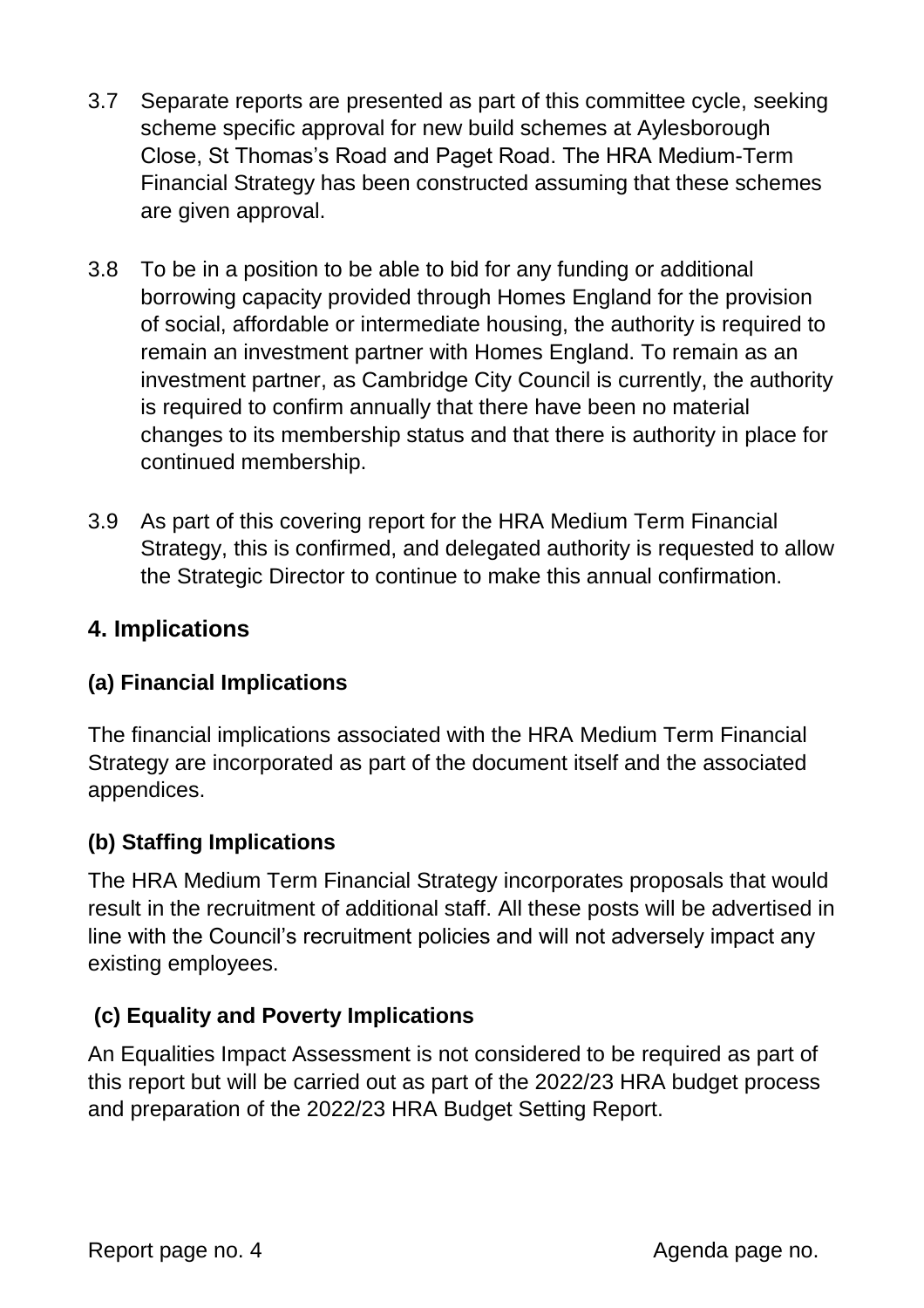3.7 Separate reports are presented as part of this committee cycle, seeking scheme specific approval for new build schemes at Aylesborough Close, St Thomas's Road and Paget Road. The HRA Medium-Term Financial Strategy has been constructed assuming that these schemes are given approval.

3.8 To be in a position to be able to bid for any funding or additional borrowing capacity provided through Homes England for the provision of social, affordable or intermediate housing, the authority is required to remain an investment partner with Homes England. To remain as an investment partner, as Cambridge City Council is currently, the authority is required to confirm annually that there have been no material changes to its membership status and that there is authority in place for continued membership.

3.9 As part of this covering report for the HRA Medium Term Financial Strategy, this is confirmed, and delegated authority is requested to allow the Strategic Director to continue to make this annual confirmation.

## 4. Implications

### (a) Financial Implications

The financial implications associated with the HRA Medium Term Financial Strategy are incorporated as part of the document itself and the associated appendices.

### (b) Staffing Implications

The HRA Medium Term Financial Strategy incorporates proposals that would result in the recruitment of additional staff. All these posts will be advertised in line with the Council's recruitment policies and will not adversely impact any existing employees.

### (c) Equality and Poverty Implications

An Equalities Impact Assessment is not considered to be required as part of this report but will be carried out as part of the 2022/23 HRA budget process and preparation of the 2022/23 HRA Budget Setting Report.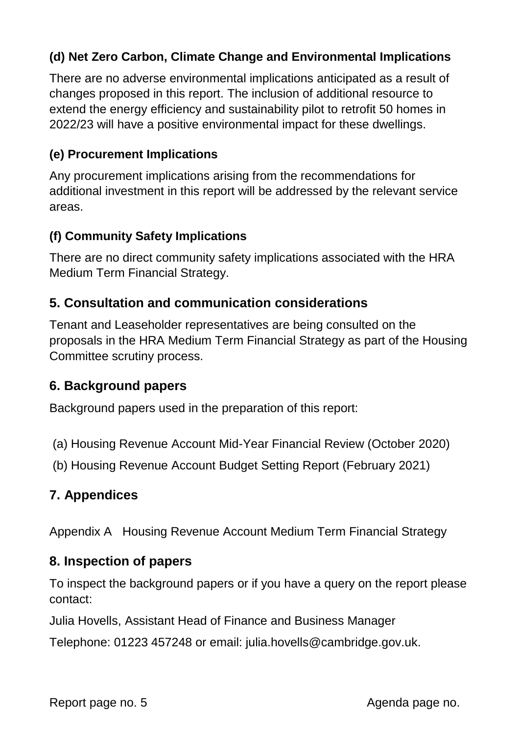### (d) Net Zero Carbon, Climate Change and Environmental Implications

There are no adverse environmental implications anticipated as a result of changes proposed in this report. The inclusion of additional resource to extend the energy efficiency and sustainability pilot to retrofit 50 homes in 2022/23 will have a positive environmental impact for these dwellings.

### (e) Procurement Implications

Any procurement implications arising from the recommendations for additional investment in this report will be addressed by the relevant service areas.

### (f) Community Safety Implications

There are no direct community safety implications associated with the HRA Medium Term Financial Strategy.

## 5. Consultation and communication considerations

Tenant and Leaseholder representatives are being consulted on the proposals in the HRA Medium Term Financial Strategy as part of the Housing Committee scrutiny process.

## 6. Background papers

Background papers used in the preparation of this report:

(a) Housing Revenue Account Mid-Year Financial Review (October 2020)

(b) Housing Revenue Account Budget Setting Report (February 2021)

## 7. Appendices

Appendix A   Housing Revenue Account Medium Term Financial Strategy

## 8. Inspection of papers

To inspect the background papers or if you have a query on the report please contact:

Julia Hovells, Assistant Head of Finance and Business Manager

Telephone: 01223 457248 or email: julia.hovells@cambridge.gov.uk.